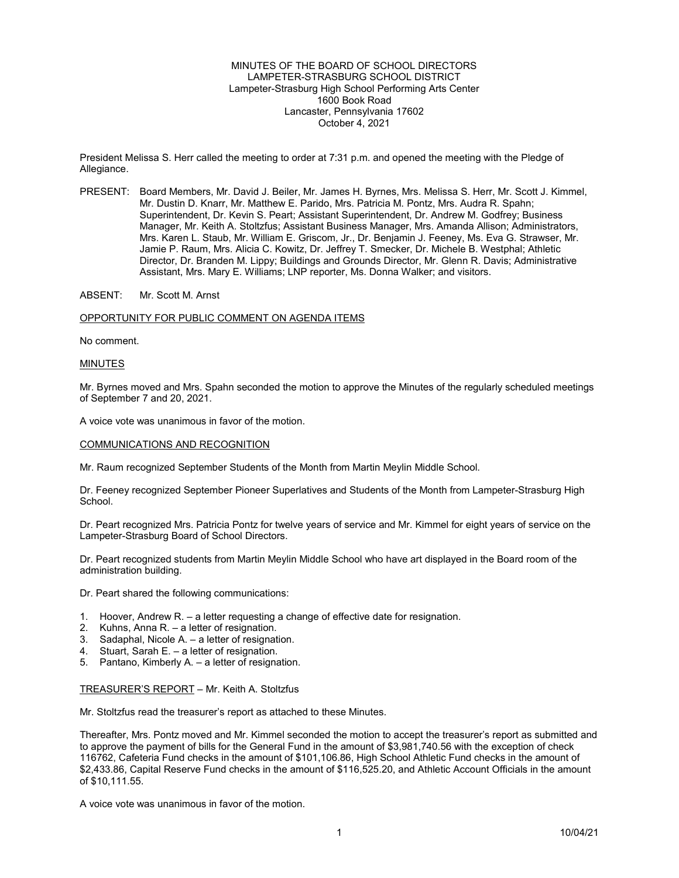MINUTES OF THE BOARD OF SCHOOL DIRECTORS
LAMPETER-STRASBURG SCHOOL DISTRICT
Lampeter-Strasburg High School Performing Arts Center
1600 Book Road
Lancaster, Pennsylvania 17602
October 4, 2021

President Melissa S. Herr called the meeting to order at 7:31 p.m. and opened the meeting with the Pledge of Allegiance.

PRESENT: Board Members, Mr. David J. Beiler, Mr. James H. Byrnes, Mrs. Melissa S. Herr, Mr. Scott J. Kimmel, Mr. Dustin D. Knarr, Mr. Matthew E. Parido, Mrs. Patricia M. Pontz, Mrs. Audra R. Spahn; Superintendent, Dr. Kevin S. Peart; Assistant Superintendent, Dr. Andrew M. Godfrey; Business Manager, Mr. Keith A. Stoltzfus; Assistant Business Manager, Mrs. Amanda Allison; Administrators, Mrs. Karen L. Staub, Mr. William E. Griscom, Jr., Dr. Benjamin J. Feeney, Ms. Eva G. Strawser, Mr. Jamie P. Raum, Mrs. Alicia C. Kowitz, Dr. Jeffrey T. Smecker, Dr. Michele B. Westphal; Athletic Director, Dr. Branden M. Lippy; Buildings and Grounds Director, Mr. Glenn R. Davis; Administrative Assistant, Mrs. Mary E. Williams; LNP reporter, Ms. Donna Walker; and visitors.

ABSENT: Mr. Scott M. Arnst

OPPORTUNITY FOR PUBLIC COMMENT ON AGENDA ITEMS

No comment.

MINUTES

Mr. Byrnes moved and Mrs. Spahn seconded the motion to approve the Minutes of the regularly scheduled meetings of September 7 and 20, 2021.

A voice vote was unanimous in favor of the motion.

COMMUNICATIONS AND RECOGNITION

Mr. Raum recognized September Students of the Month from Martin Meylin Middle School.

Dr. Feeney recognized September Pioneer Superlatives and Students of the Month from Lampeter-Strasburg High School.

Dr. Peart recognized Mrs. Patricia Pontz for twelve years of service and Mr. Kimmel for eight years of service on the Lampeter-Strasburg Board of School Directors.

Dr. Peart recognized students from Martin Meylin Middle School who have art displayed in the Board room of the administration building.

Dr. Peart shared the following communications:

1. Hoover, Andrew R. – a letter requesting a change of effective date for resignation.
2. Kuhns, Anna R. – a letter of resignation.
3. Sadaphal, Nicole A. – a letter of resignation.
4. Stuart, Sarah E. – a letter of resignation.
5. Pantano, Kimberly A. – a letter of resignation.

TREASURER'S REPORT – Mr. Keith A. Stoltzfus

Mr. Stoltzfus read the treasurer's report as attached to these Minutes.

Thereafter, Mrs. Pontz moved and Mr. Kimmel seconded the motion to accept the treasurer's report as submitted and to approve the payment of bills for the General Fund in the amount of $3,981,740.56 with the exception of check 116762, Cafeteria Fund checks in the amount of $101,106.86, High School Athletic Fund checks in the amount of $2,433.86, Capital Reserve Fund checks in the amount of $116,525.20, and Athletic Account Officials in the amount of $10,111.55.

A voice vote was unanimous in favor of the motion.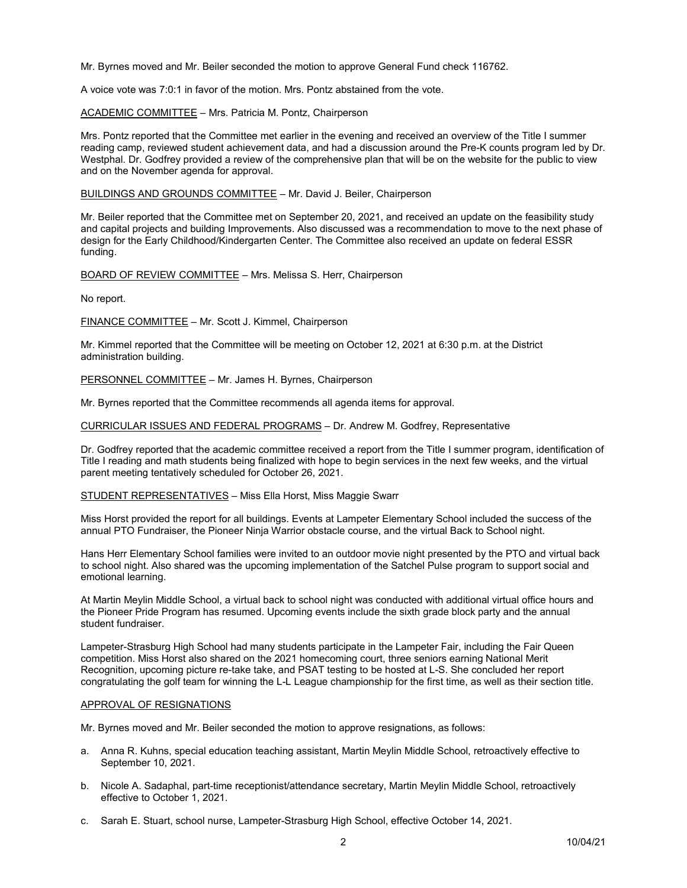Mr. Byrnes moved and Mr. Beiler seconded the motion to approve General Fund check 116762.

A voice vote was 7:0:1 in favor of the motion. Mrs. Pontz abstained from the vote.

ACADEMIC COMMITTEE – Mrs. Patricia M. Pontz, Chairperson

Mrs. Pontz reported that the Committee met earlier in the evening and received an overview of the Title I summer reading camp, reviewed student achievement data, and had a discussion around the Pre-K counts program led by Dr. Westphal. Dr. Godfrey provided a review of the comprehensive plan that will be on the website for the public to view and on the November agenda for approval.

BUILDINGS AND GROUNDS COMMITTEE – Mr. David J. Beiler, Chairperson

Mr. Beiler reported that the Committee met on September 20, 2021, and received an update on the feasibility study and capital projects and building Improvements. Also discussed was a recommendation to move to the next phase of design for the Early Childhood/Kindergarten Center. The Committee also received an update on federal ESSR funding.

BOARD OF REVIEW COMMITTEE – Mrs. Melissa S. Herr, Chairperson

No report.

FINANCE COMMITTEE – Mr. Scott J. Kimmel, Chairperson

Mr. Kimmel reported that the Committee will be meeting on October 12, 2021 at 6:30 p.m. at the District administration building.

PERSONNEL COMMITTEE – Mr. James H. Byrnes, Chairperson

Mr. Byrnes reported that the Committee recommends all agenda items for approval.

CURRICULAR ISSUES AND FEDERAL PROGRAMS – Dr. Andrew M. Godfrey, Representative

Dr. Godfrey reported that the academic committee received a report from the Title I summer program, identification of Title I reading and math students being finalized with hope to begin services in the next few weeks, and the virtual parent meeting tentatively scheduled for October 26, 2021.

STUDENT REPRESENTATIVES – Miss Ella Horst, Miss Maggie Swarr

Miss Horst provided the report for all buildings. Events at Lampeter Elementary School included the success of the annual PTO Fundraiser, the Pioneer Ninja Warrior obstacle course, and the virtual Back to School night.

Hans Herr Elementary School families were invited to an outdoor movie night presented by the PTO and virtual back to school night. Also shared was the upcoming implementation of the Satchel Pulse program to support social and emotional learning.

At Martin Meylin Middle School, a virtual back to school night was conducted with additional virtual office hours and the Pioneer Pride Program has resumed. Upcoming events include the sixth grade block party and the annual student fundraiser.

Lampeter-Strasburg High School had many students participate in the Lampeter Fair, including the Fair Queen competition. Miss Horst also shared on the 2021 homecoming court, three seniors earning National Merit Recognition, upcoming picture re-take take, and PSAT testing to be hosted at L-S. She concluded her report congratulating the golf team for winning the L-L League championship for the first time, as well as their section title.

APPROVAL OF RESIGNATIONS

Mr. Byrnes moved and Mr. Beiler seconded the motion to approve resignations, as follows:

a. Anna R. Kuhns, special education teaching assistant, Martin Meylin Middle School, retroactively effective to September 10, 2021.

b. Nicole A. Sadaphal, part-time receptionist/attendance secretary, Martin Meylin Middle School, retroactively effective to October 1, 2021.

c. Sarah E. Stuart, school nurse, Lampeter-Strasburg High School, effective October 14, 2021.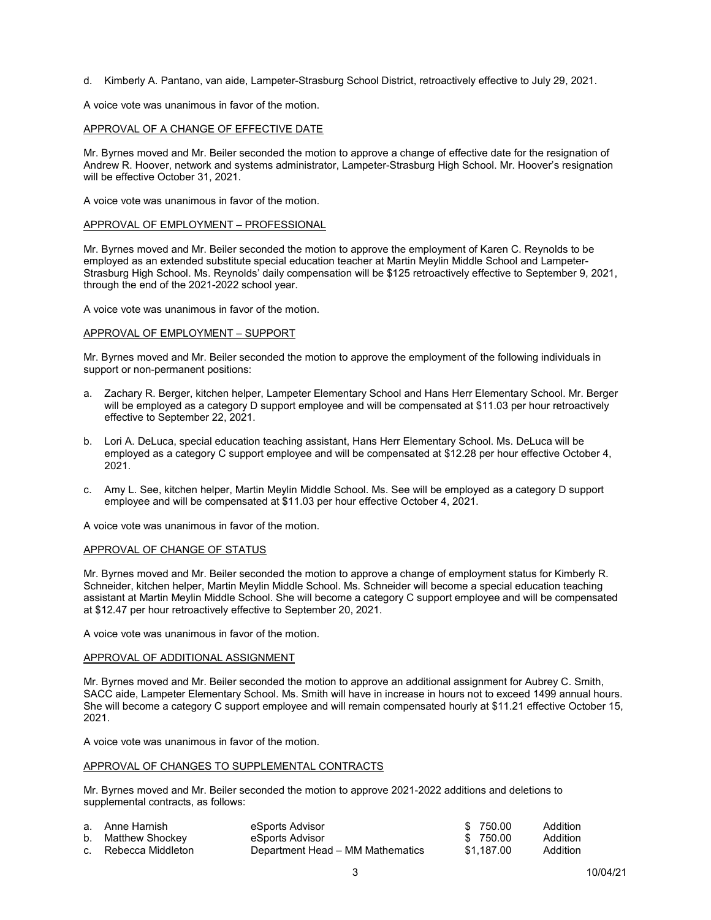d. Kimberly A. Pantano, van aide, Lampeter-Strasburg School District, retroactively effective to July 29, 2021.

A voice vote was unanimous in favor of the motion.

APPROVAL OF A CHANGE OF EFFECTIVE DATE

Mr. Byrnes moved and Mr. Beiler seconded the motion to approve a change of effective date for the resignation of Andrew R. Hoover, network and systems administrator, Lampeter-Strasburg High School. Mr. Hoover's resignation will be effective October 31, 2021.

A voice vote was unanimous in favor of the motion.

APPROVAL OF EMPLOYMENT – PROFESSIONAL

Mr. Byrnes moved and Mr. Beiler seconded the motion to approve the employment of Karen C. Reynolds to be employed as an extended substitute special education teacher at Martin Meylin Middle School and Lampeter-Strasburg High School. Ms. Reynolds' daily compensation will be $125 retroactively effective to September 9, 2021, through the end of the 2021-2022 school year.

A voice vote was unanimous in favor of the motion.

APPROVAL OF EMPLOYMENT – SUPPORT

Mr. Byrnes moved and Mr. Beiler seconded the motion to approve the employment of the following individuals in support or non-permanent positions:

a. Zachary R. Berger, kitchen helper, Lampeter Elementary School and Hans Herr Elementary School. Mr. Berger will be employed as a category D support employee and will be compensated at $11.03 per hour retroactively effective to September 22, 2021.

b. Lori A. DeLuca, special education teaching assistant, Hans Herr Elementary School. Ms. DeLuca will be employed as a category C support employee and will be compensated at $12.28 per hour effective October 4, 2021.

c. Amy L. See, kitchen helper, Martin Meylin Middle School. Ms. See will be employed as a category D support employee and will be compensated at $11.03 per hour effective October 4, 2021.

A voice vote was unanimous in favor of the motion.

APPROVAL OF CHANGE OF STATUS

Mr. Byrnes moved and Mr. Beiler seconded the motion to approve a change of employment status for Kimberly R. Schneider, kitchen helper, Martin Meylin Middle School. Ms. Schneider will become a special education teaching assistant at Martin Meylin Middle School. She will become a category C support employee and will be compensated at $12.47 per hour retroactively effective to September 20, 2021.

A voice vote was unanimous in favor of the motion.

APPROVAL OF ADDITIONAL ASSIGNMENT

Mr. Byrnes moved and Mr. Beiler seconded the motion to approve an additional assignment for Aubrey C. Smith, SACC aide, Lampeter Elementary School. Ms. Smith will have in increase in hours not to exceed 1499 annual hours. She will become a category C support employee and will remain compensated hourly at $11.21 effective October 15, 2021.

A voice vote was unanimous in favor of the motion.

APPROVAL OF CHANGES TO SUPPLEMENTAL CONTRACTS

Mr. Byrnes moved and Mr. Beiler seconded the motion to approve 2021-2022 additions and deletions to supplemental contracts, as follows:

| | | | |
|---|---|---|---|
| a. Anne Harnish | eSports Advisor | $ 750.00 | Addition |
| b. Matthew Shockey | eSports Advisor | $ 750.00 | Addition |
| c. Rebecca Middleton | Department Head – MM Mathematics | $1,187.00 | Addition |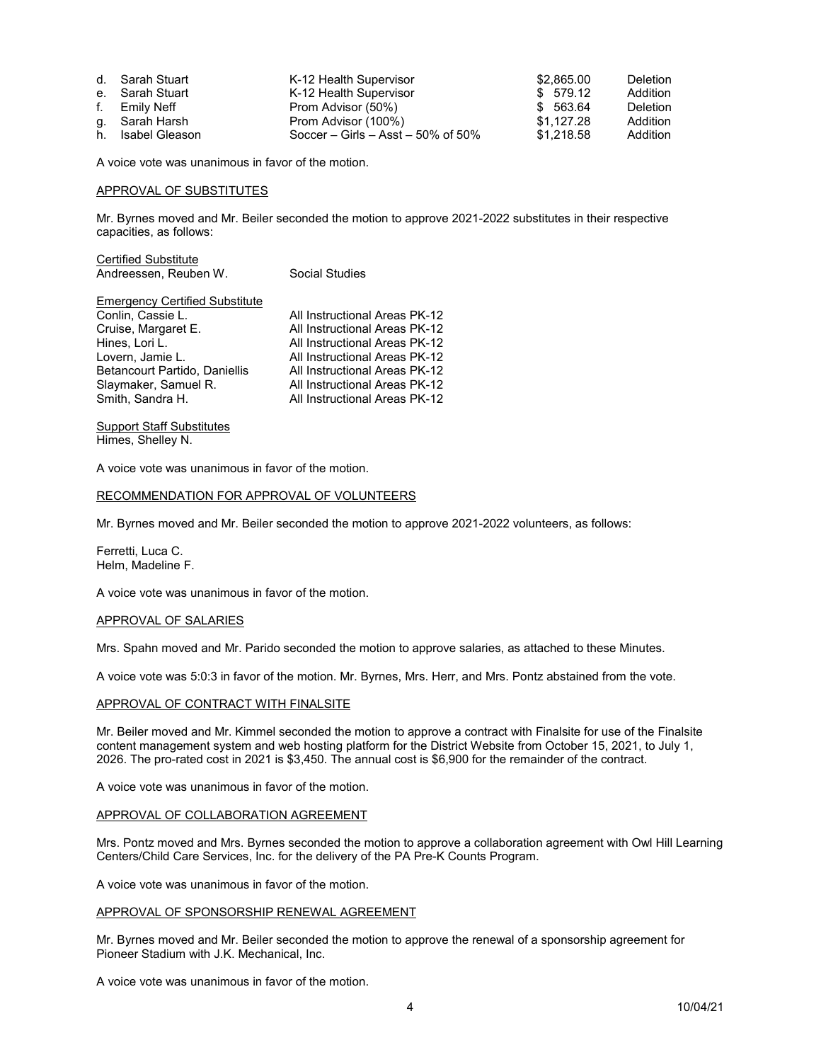| | | | | |
|---|---|---|---|---|
| d. | Sarah Stuart | K-12 Health Supervisor | $2,865.00 | Deletion |
| e. | Sarah Stuart | K-12 Health Supervisor | $ 579.12 | Addition |
| f. | Emily Neff | Prom Advisor (50%) | $ 563.64 | Deletion |
| g. | Sarah Harsh | Prom Advisor (100%) | $1,127.28 | Addition |
| h. | Isabel Gleason | Soccer – Girls – Asst – 50% of 50% | $1,218.58 | Addition |

A voice vote was unanimous in favor of the motion.

APPROVAL OF SUBSTITUTES

Mr. Byrnes moved and Mr. Beiler seconded the motion to approve 2021-2022 substitutes in their respective capacities, as follows:

Certified Substitute
Andreessen, Reuben W. — Social Studies

Emergency Certified Substitute

| | |
|---|---|
| Conlin, Cassie L. | All Instructional Areas PK-12 |
| Cruise, Margaret E. | All Instructional Areas PK-12 |
| Hines, Lori L. | All Instructional Areas PK-12 |
| Lovern, Jamie L. | All Instructional Areas PK-12 |
| Betancourt Partido, Daniellis | All Instructional Areas PK-12 |
| Slaymaker, Samuel R. | All Instructional Areas PK-12 |
| Smith, Sandra H. | All Instructional Areas PK-12 |

Support Staff Substitutes
Himes, Shelley N.

A voice vote was unanimous in favor of the motion.

RECOMMENDATION FOR APPROVAL OF VOLUNTEERS

Mr. Byrnes moved and Mr. Beiler seconded the motion to approve 2021-2022 volunteers, as follows:

Ferretti, Luca C.
Helm, Madeline F.

A voice vote was unanimous in favor of the motion.

APPROVAL OF SALARIES

Mrs. Spahn moved and Mr. Parido seconded the motion to approve salaries, as attached to these Minutes.

A voice vote was 5:0:3 in favor of the motion. Mr. Byrnes, Mrs. Herr, and Mrs. Pontz abstained from the vote.

APPROVAL OF CONTRACT WITH FINALSITE

Mr. Beiler moved and Mr. Kimmel seconded the motion to approve a contract with Finalsite for use of the Finalsite content management system and web hosting platform for the District Website from October 15, 2021, to July 1, 2026. The pro-rated cost in 2021 is $3,450. The annual cost is $6,900 for the remainder of the contract.

A voice vote was unanimous in favor of the motion.

APPROVAL OF COLLABORATION AGREEMENT

Mrs. Pontz moved and Mrs. Byrnes seconded the motion to approve a collaboration agreement with Owl Hill Learning Centers/Child Care Services, Inc. for the delivery of the PA Pre-K Counts Program.

A voice vote was unanimous in favor of the motion.

APPROVAL OF SPONSORSHIP RENEWAL AGREEMENT

Mr. Byrnes moved and Mr. Beiler seconded the motion to approve the renewal of a sponsorship agreement for Pioneer Stadium with J.K. Mechanical, Inc.

A voice vote was unanimous in favor of the motion.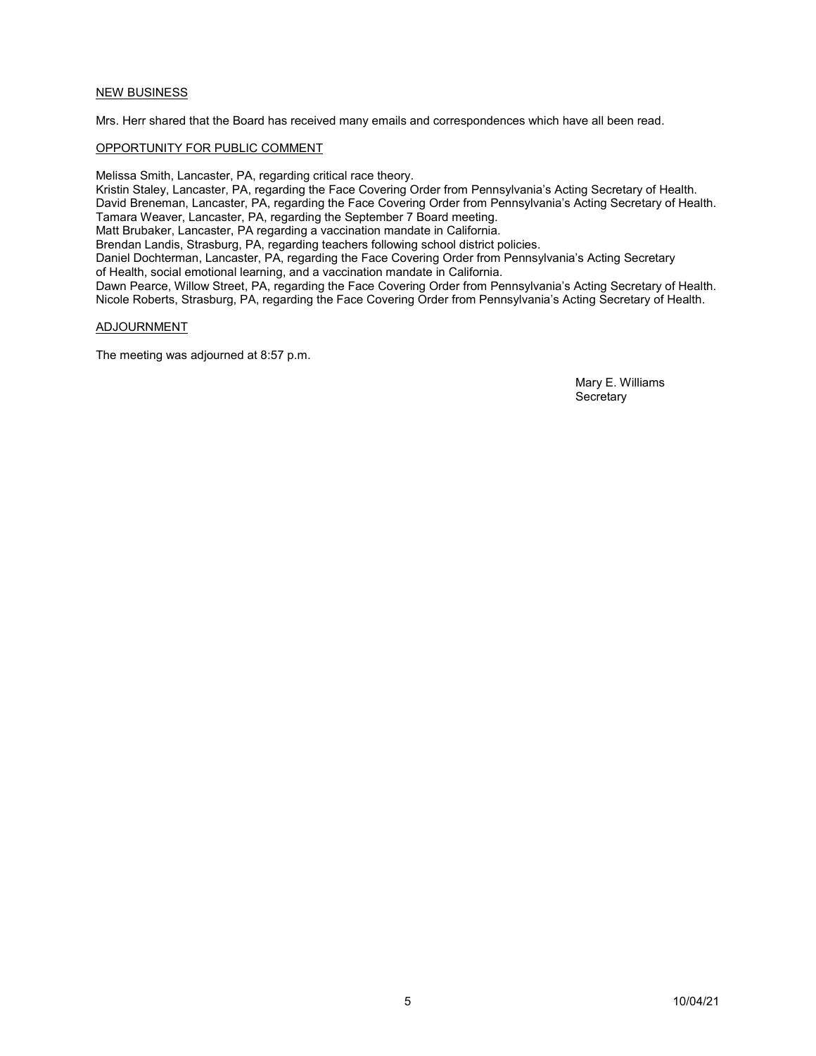NEW BUSINESS

Mrs. Herr shared that the Board has received many emails and correspondences which have all been read.

OPPORTUNITY FOR PUBLIC COMMENT

Melissa Smith, Lancaster, PA, regarding critical race theory.
Kristin Staley, Lancaster, PA, regarding the Face Covering Order from Pennsylvania's Acting Secretary of Health.
David Breneman, Lancaster, PA, regarding the Face Covering Order from Pennsylvania's Acting Secretary of Health.
Tamara Weaver, Lancaster, PA, regarding the September 7 Board meeting.
Matt Brubaker, Lancaster, PA regarding a vaccination mandate in California.
Brendan Landis, Strasburg, PA, regarding teachers following school district policies.
Daniel Dochterman, Lancaster, PA, regarding the Face Covering Order from Pennsylvania's Acting Secretary of Health, social emotional learning, and a vaccination mandate in California.
Dawn Pearce, Willow Street, PA, regarding the Face Covering Order from Pennsylvania's Acting Secretary of Health.
Nicole Roberts, Strasburg, PA, regarding the Face Covering Order from Pennsylvania's Acting Secretary of Health.

ADJOURNMENT

The meeting was adjourned at 8:57 p.m.

Mary E. Williams
Secretary